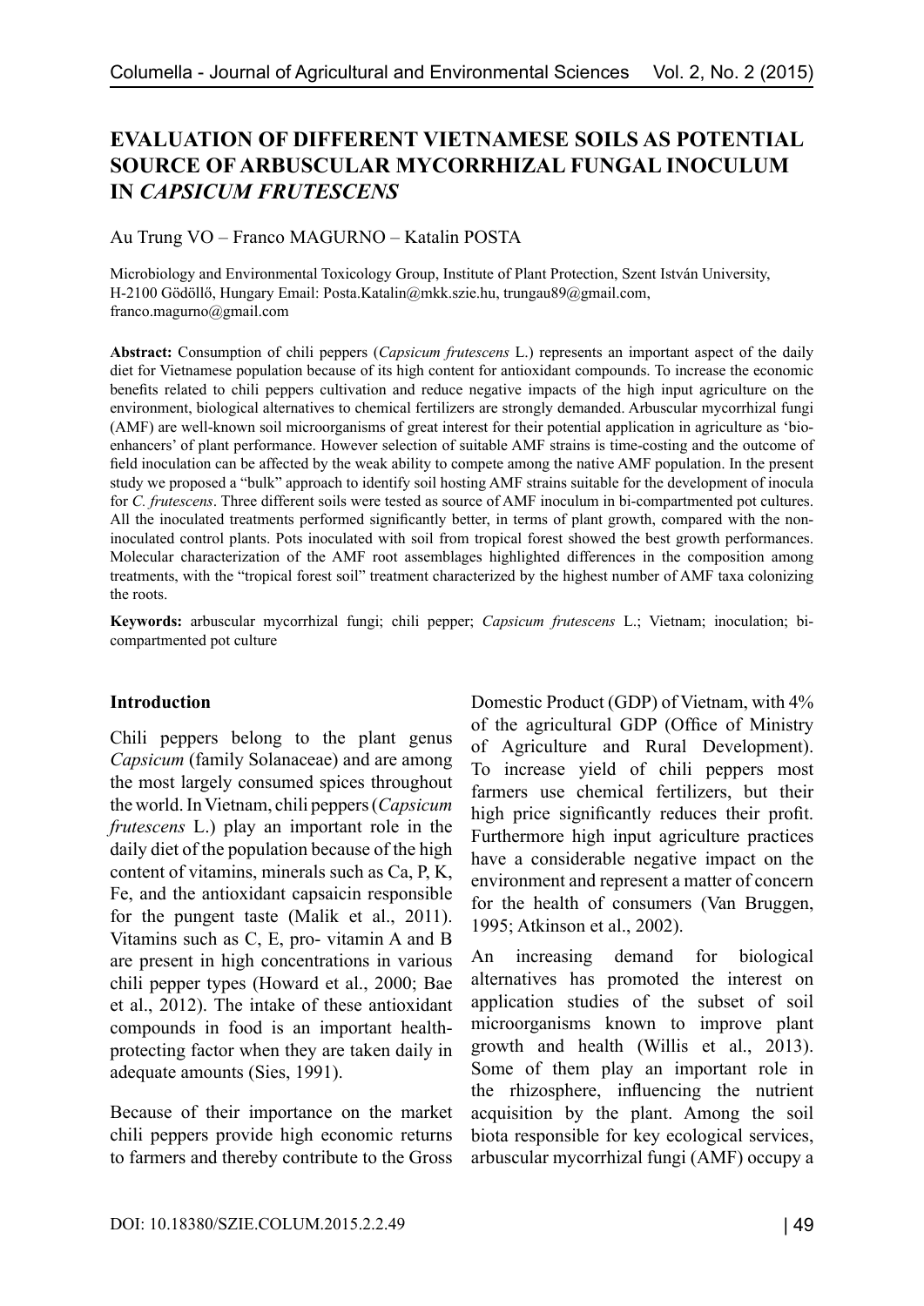# EVALUATION OF DIFFERENT VIETNAMESE SOILS AS POTENTIAL SOURCE OF ARBUSCULAR MYCORRHIZAL FUNGAL INOCULUM IN *CAPSICUM FRUTESCENS*

Au Trung VO – Franco MAGURNO – Katalin POSTA

Microbiology and Environmental Toxicology Group, Institute of Plant Protection, Szent István University, H-2100 Gödöllő, Hungary Email: Posta.Katalin@mkk.szie.hu, trungau89@gmail.com, franco.magurno@gmail.com

**Abstract:** Consumption of chili peppers (*Capsicum frutescens* L.) represents an important aspect of the daily diet for Vietnamese population because of its high content for antioxidant compounds. To increase the economic benefits related to chili peppers cultivation and reduce negative impacts of the high input agriculture on the environment, biological alternatives to chemical fertilizers are strongly demanded. Arbuscular mycorrhizal fungi (AMF) are well-known soil microorganisms of great interest for their potential application in agriculture as 'bio-enhancers' of plant performance. However selection of suitable AMF strains is time-costing and the outcome of field inoculation can be affected by the weak ability to compete among the native AMF population. In the present study we proposed a "bulk" approach to identify soil hosting AMF strains suitable for the development of inocula for *C. frutescens*. Three different soils were tested as source of AMF inoculum in bi-compartmented pot cultures. All the inoculated treatments performed significantly better, in terms of plant growth, compared with the non-inoculated control plants. Pots inoculated with soil from tropical forest showed the best growth performances. Molecular characterization of the AMF root assemblages highlighted differences in the composition among treatments, with the "tropical forest soil" treatment characterized by the highest number of AMF taxa colonizing the roots.

**Keywords:** arbuscular mycorrhizal fungi; chili pepper; *Capsicum frutescens* L.; Vietnam; inoculation; bi-compartmented pot culture

## Introduction

Chili peppers belong to the plant genus *Capsicum* (family Solanaceae) and are among the most largely consumed spices throughout the world. In Vietnam, chili peppers (*Capsicum frutescens* L.) play an important role in the daily diet of the population because of the high content of vitamins, minerals such as Ca, P, K, Fe, and the antioxidant capsaicin responsible for the pungent taste (Malik et al., 2011). Vitamins such as C, E, pro- vitamin A and B are present in high concentrations in various chili pepper types (Howard et al., 2000; Bae et al., 2012). The intake of these antioxidant compounds in food is an important health-protecting factor when they are taken daily in adequate amounts (Sies, 1991).

Because of their importance on the market chili peppers provide high economic returns to farmers and thereby contribute to the Gross Domestic Product (GDP) of Vietnam, with 4% of the agricultural GDP (Office of Ministry of Agriculture and Rural Development). To increase yield of chili peppers most farmers use chemical fertilizers, but their high price significantly reduces their profit. Furthermore high input agriculture practices have a considerable negative impact on the environment and represent a matter of concern for the health of consumers (Van Bruggen, 1995; Atkinson et al., 2002).

An increasing demand for biological alternatives has promoted the interest on application studies of the subset of soil microorganisms known to improve plant growth and health (Willis et al., 2013). Some of them play an important role in the rhizosphere, influencing the nutrient acquisition by the plant. Among the soil biota responsible for key ecological services, arbuscular mycorrhizal fungi (AMF) occupy a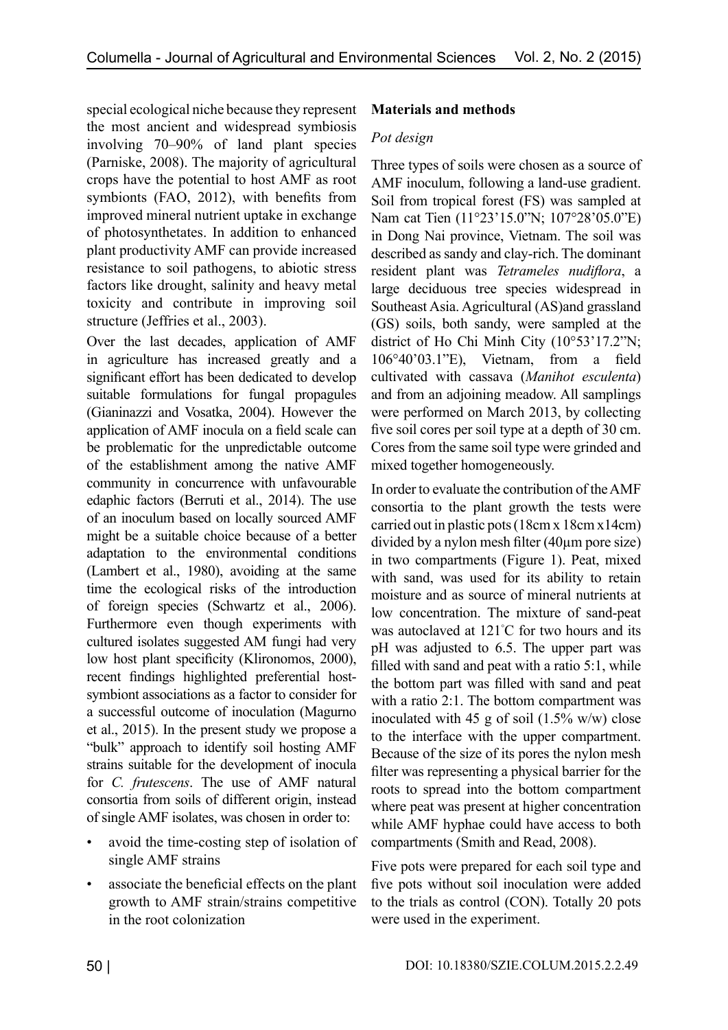special ecological niche because they represent the most ancient and widespread symbiosis involving 70–90% of land plant species (Parniske, 2008). The majority of agricultural crops have the potential to host AMF as root symbionts (FAO, 2012), with benefits from improved mineral nutrient uptake in exchange of photosynthetates. In addition to enhanced plant productivity AMF can provide increased resistance to soil pathogens, to abiotic stress factors like drought, salinity and heavy metal toxicity and contribute in improving soil structure (Jeffries et al., 2003).

Over the last decades, application of AMF in agriculture has increased greatly and a significant effort has been dedicated to develop suitable formulations for fungal propagules (Gianinazzi and Vosatka, 2004). However the application of AMF inocula on a field scale can be problematic for the unpredictable outcome of the establishment among the native AMF community in concurrence with unfavourable edaphic factors (Berruti et al., 2014). The use of an inoculum based on locally sourced AMF might be a suitable choice because of a better adaptation to the environmental conditions (Lambert et al., 1980), avoiding at the same time the ecological risks of the introduction of foreign species (Schwartz et al., 2006). Furthermore even though experiments with cultured isolates suggested AM fungi had very low host plant specificity (Klironomos, 2000), recent findings highlighted preferential host-symbiont associations as a factor to consider for a successful outcome of inoculation (Magurno et al., 2015). In the present study we propose a "bulk" approach to identify soil hosting AMF strains suitable for the development of inocula for *C. frutescens*. The use of AMF natural consortia from soils of different origin, instead of single AMF isolates, was chosen in order to:

- avoid the time-costing step of isolation of single AMF strains
- associate the beneficial effects on the plant growth to AMF strain/strains competitive in the root colonization

## Materials and methods

### *Pot design*

Three types of soils were chosen as a source of AMF inoculum, following a land-use gradient. Soil from tropical forest (FS) was sampled at Nam cat Tien (11°23'15.0"N; 107°28'05.0"E) in Dong Nai province, Vietnam. The soil was described as sandy and clay-rich. The dominant resident plant was *Tetrameles nudiflora*, a large deciduous tree species widespread in Southeast Asia. Agricultural (AS)and grassland (GS) soils, both sandy, were sampled at the district of Ho Chi Minh City (10°53'17.2"N; 106°40'03.1"E), Vietnam, from a field cultivated with cassava (*Manihot esculenta*) and from an adjoining meadow. All samplings were performed on March 2013, by collecting five soil cores per soil type at a depth of 30 cm. Cores from the same soil type were grinded and mixed together homogeneously.

In order to evaluate the contribution of the AMF consortia to the plant growth the tests were carried out in plastic pots (18cm x 18cm x14cm) divided by a nylon mesh filter (40μm pore size) in two compartments (Figure 1). Peat, mixed with sand, was used for its ability to retain moisture and as source of mineral nutrients at low concentration. The mixture of sand-peat was autoclaved at 121°C for two hours and its pH was adjusted to 6.5. The upper part was filled with sand and peat with a ratio 5:1, while the bottom part was filled with sand and peat with a ratio 2:1. The bottom compartment was inoculated with 45 g of soil (1.5% w/w) close to the interface with the upper compartment. Because of the size of its pores the nylon mesh filter was representing a physical barrier for the roots to spread into the bottom compartment where peat was present at higher concentration while AMF hyphae could have access to both compartments (Smith and Read, 2008).

Five pots were prepared for each soil type and five pots without soil inoculation were added to the trials as control (CON). Totally 20 pots were used in the experiment.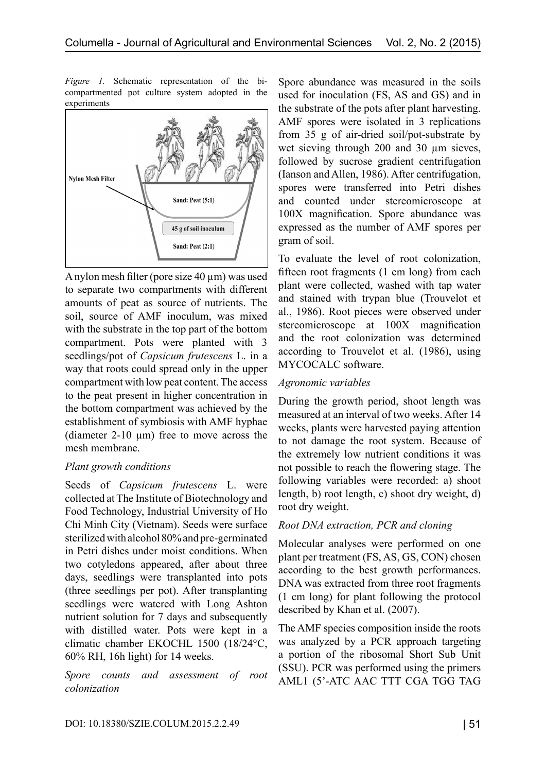*Figure 1.* Schematic representation of the bi-compartmented pot culture system adopted in the experiments

A nylon mesh filter (pore size 40 µm) was used to separate two compartments with different amounts of peat as source of nutrients. The soil, source of AMF inoculum, was mixed with the substrate in the top part of the bottom compartment. Pots were planted with 3 seedlings/pot of *Capsicum frutescens* L. in a way that roots could spread only in the upper compartment with low peat content. The access to the peat present in higher concentration in the bottom compartment was achieved by the establishment of symbiosis with AMF hyphae (diameter 2-10 µm) free to move across the mesh membrane.

*Plant growth conditions*

Seeds of *Capsicum frutescens* L. were collected at The Institute of Biotechnology and Food Technology, Industrial University of Ho Chi Minh City (Vietnam). Seeds were surface sterilized with alcohol 80% and pre-germinated in Petri dishes under moist conditions. When two cotyledons appeared, after about three days, seedlings were transplanted into pots (three seedlings per pot). After transplanting seedlings were watered with Long Ashton nutrient solution for 7 days and subsequently with distilled water. Pots were kept in a climatic chamber EKOCHL 1500 (18/24°C, 60% RH, 16h light) for 14 weeks.

*Spore counts and assessment of root colonization*

Spore abundance was measured in the soils used for inoculation (FS, AS and GS) and in the substrate of the pots after plant harvesting. AMF spores were isolated in 3 replications from 35 g of air-dried soil/pot-substrate by wet sieving through 200 and 30 µm sieves, followed by sucrose gradient centrifugation (Ianson and Allen, 1986). After centrifugation, spores were transferred into Petri dishes and counted under stereomicroscope at 100X magnification. Spore abundance was expressed as the number of AMF spores per gram of soil.

To evaluate the level of root colonization, fifteen root fragments (1 cm long) from each plant were collected, washed with tap water and stained with trypan blue (Trouvelot et al., 1986). Root pieces were observed under stereomicroscope at 100X magnification and the root colonization was determined according to Trouvelot et al. (1986), using MYCOCALC software.

*Agronomic variables*

During the growth period, shoot length was measured at an interval of two weeks. After 14 weeks, plants were harvested paying attention to not damage the root system. Because of the extremely low nutrient conditions it was not possible to reach the flowering stage. The following variables were recorded: a) shoot length, b) root length, c) shoot dry weight, d) root dry weight.

*Root DNA extraction, PCR and cloning*

Molecular analyses were performed on one plant per treatment (FS, AS, GS, CON) chosen according to the best growth performances. DNA was extracted from three root fragments (1 cm long) for plant following the protocol described by Khan et al. (2007).

The AMF species composition inside the roots was analyzed by a PCR approach targeting a portion of the ribosomal Short Sub Unit (SSU). PCR was performed using the primers AML1 (5'-ATC AAC TTT CGA TGG TAG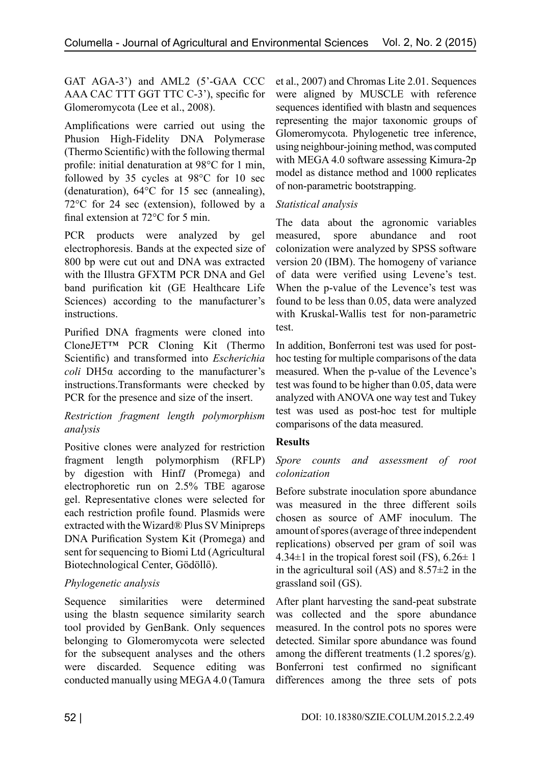GAT AGA-3') and AML2 (5'-GAA CCC AAA CAC TTT GGT TTC C-3'), specific for Glomeromycota (Lee et al., 2008).

Amplifications were carried out using the Phusion High-Fidelity DNA Polymerase (Thermo Scientific) with the following thermal profile: initial denaturation at 98°C for 1 min, followed by 35 cycles at 98°C for 10 sec (denaturation), 64°C for 15 sec (annealing), 72°C for 24 sec (extension), followed by a final extension at 72°C for 5 min.

PCR products were analyzed by gel electrophoresis. Bands at the expected size of 800 bp were cut out and DNA was extracted with the Illustra GFXTM PCR DNA and Gel band purification kit (GE Healthcare Life Sciences) according to the manufacturer's instructions.

Purified DNA fragments were cloned into CloneJET™ PCR Cloning Kit (Thermo Scientific) and transformed into *Escherichia coli* DH5α according to the manufacturer's instructions.Transformants were checked by PCR for the presence and size of the insert.

*Restriction fragment length polymorphism analysis*

Positive clones were analyzed for restriction fragment length polymorphism (RFLP) by digestion with Hinf*I* (Promega) and electrophoretic run on 2.5% TBE agarose gel. Representative clones were selected for each restriction profile found. Plasmids were extracted with the Wizard® Plus SV Minipreps DNA Purification System Kit (Promega) and sent for sequencing to Biomi Ltd (Agricultural Biotechnological Center, Gödöllő).

*Phylogenetic analysis*

Sequence similarities were determined using the blastn sequence similarity search tool provided by GenBank. Only sequences belonging to Glomeromycota were selected for the subsequent analyses and the others were discarded. Sequence editing was conducted manually using MEGA 4.0 (Tamura et al., 2007) and Chromas Lite 2.01. Sequences were aligned by MUSCLE with reference sequences identified with blastn and sequences representing the major taxonomic groups of Glomeromycota. Phylogenetic tree inference, using neighbour-joining method, was computed with MEGA 4.0 software assessing Kimura-2p model as distance method and 1000 replicates of non-parametric bootstrapping.

*Statistical analysis*

The data about the agronomic variables measured, spore abundance and root colonization were analyzed by SPSS software version 20 (IBM). The homogeny of variance of data were verified using Levene's test. When the p-value of the Levence's test was found to be less than 0.05, data were analyzed with Kruskal-Wallis test for non-parametric test.

In addition, Bonferroni test was used for post-hoc testing for multiple comparisons of the data measured. When the p-value of the Levence's test was found to be higher than 0.05, data were analyzed with ANOVA one way test and Tukey test was used as post-hoc test for multiple comparisons of the data measured.

## Results

*Spore counts and assessment of root colonization*

Before substrate inoculation spore abundance was measured in the three different soils chosen as source of AMF inoculum. The amount of spores (average of three independent replications) observed per gram of soil was $4.34\pm1$ in the tropical forest soil (FS), $6.26\pm 1$ in the agricultural soil (AS) and $8.57\pm2$ in the grassland soil (GS).

After plant harvesting the sand-peat substrate was collected and the spore abundance measured. In the control pots no spores were detected. Similar spore abundance was found among the different treatments (1.2 spores/g). Bonferroni test confirmed no significant differences among the three sets of pots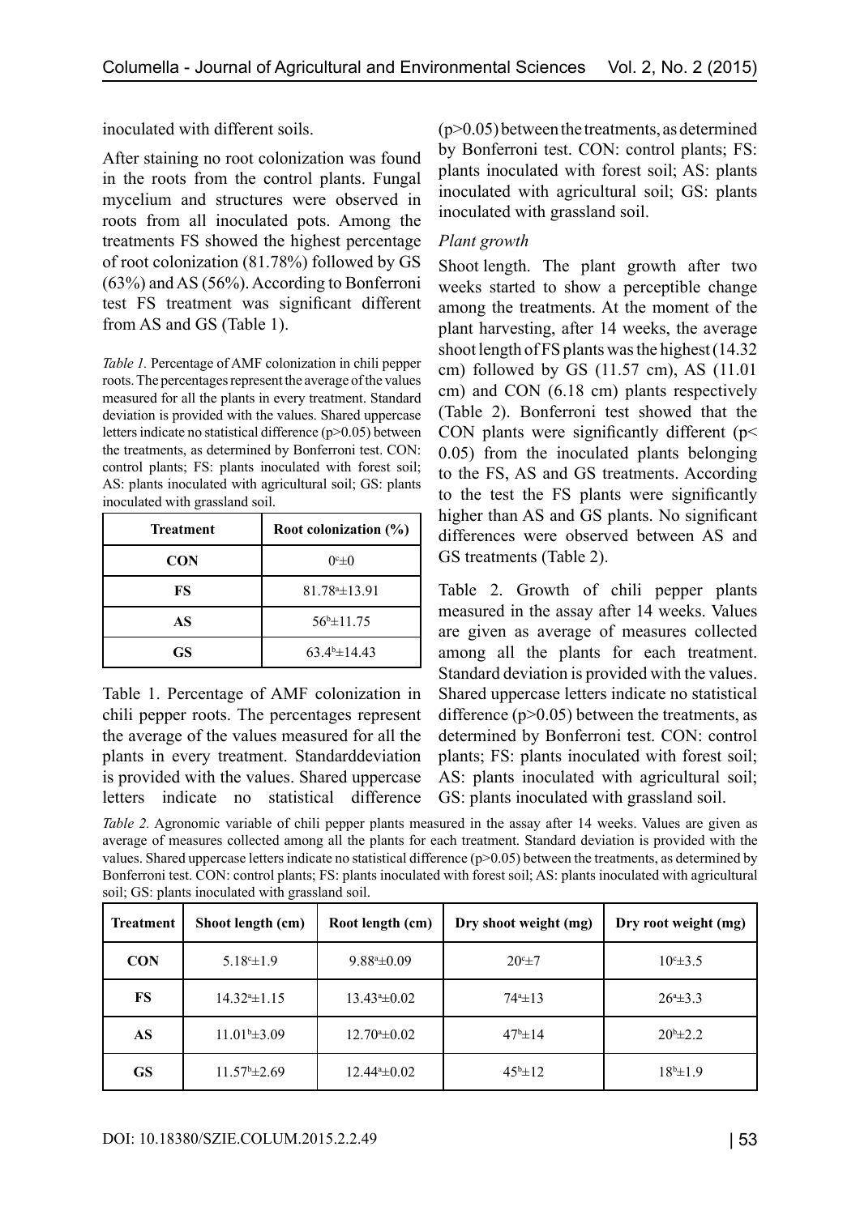inoculated with different soils.

After staining no root colonization was found in the roots from the control plants. Fungal mycelium and structures were observed in roots from all inoculated pots. Among the treatments FS showed the highest percentage of root colonization (81.78%) followed by GS (63%) and AS (56%). According to Bonferroni test FS treatment was significant different from AS and GS (Table 1).

*Table 1.* Percentage of AMF colonization in chili pepper roots. The percentages represent the average of the values measured for all the plants in every treatment. Standard deviation is provided with the values. Shared uppercase letters indicate no statistical difference ($p>0.05$) between the treatments, as determined by Bonferroni test. CON: control plants; FS: plants inoculated with forest soil; AS: plants inoculated with agricultural soil; GS: plants inoculated with grassland soil.

| Treatment | Root colonization (%) |
|---|---|
| CON | $0^{c}\pm0$ |
| FS | $81.78^{a}\pm13.91$ |
| AS | $56^{b}\pm11.75$ |
| GS | $63.4^{b}\pm14.43$ |

Table 1. Percentage of AMF colonization in chili pepper roots. The percentages represent the average of the values measured for all the plants in every treatment. Standarddeviation is provided with the values. Shared uppercase letters indicate no statistical difference ($p>0.05$) between the treatments, as determined by Bonferroni test. CON: control plants; FS: plants inoculated with forest soil; AS: plants inoculated with agricultural soil; GS: plants inoculated with grassland soil.

*Plant growth*

Shoot length. The plant growth after two weeks started to show a perceptible change among the treatments. At the moment of the plant harvesting, after 14 weeks, the average shoot length of FS plants was the highest (14.32 cm) followed by GS (11.57 cm), AS (11.01 cm) and CON (6.18 cm) plants respectively (Table 2). Bonferroni test showed that the CON plants were significantly different ($p< 0.05$) from the inoculated plants belonging to the FS, AS and GS treatments. According to the test the FS plants were significantly higher than AS and GS plants. No significant differences were observed between AS and GS treatments (Table 2).

Table 2. Growth of chili pepper plants measured in the assay after 14 weeks. Values are given as average of measures collected among all the plants for each treatment. Standard deviation is provided with the values. Shared uppercase letters indicate no statistical difference ($p>0.05$) between the treatments, as determined by Bonferroni test. CON: control plants; FS: plants inoculated with forest soil; AS: plants inoculated with agricultural soil; GS: plants inoculated with grassland soil.

*Table 2.* Agronomic variable of chili pepper plants measured in the assay after 14 weeks. Values are given as average of measures collected among all the plants for each treatment. Standard deviation is provided with the values. Shared uppercase letters indicate no statistical difference ($p>0.05$) between the treatments, as determined by Bonferroni test. CON: control plants; FS: plants inoculated with forest soil; AS: plants inoculated with agricultural soil; GS: plants inoculated with grassland soil.

| Treatment | Shoot length (cm) | Root length (cm) | Dry shoot weight (mg) | Dry root weight (mg) |
|---|---|---|---|---|
| CON | $5.18^{c}\pm1.9$ | $9.88^{a}\pm0.09$ | $20^{c}\pm7$ | $10^{c}\pm3.5$ |
| FS | $14.32^{a}\pm1.15$ | $13.43^{a}\pm0.02$ | $74^{a}\pm13$ | $26^{a}\pm3.3$ |
| AS | $11.01^{b}\pm3.09$ | $12.70^{a}\pm0.02$ | $47^{b}\pm14$ | $20^{b}\pm2.2$ |
| GS | $11.57^{b}\pm2.69$ | $12.44^{a}\pm0.02$ | $45^{b}\pm12$ | $18^{b}\pm1.9$ |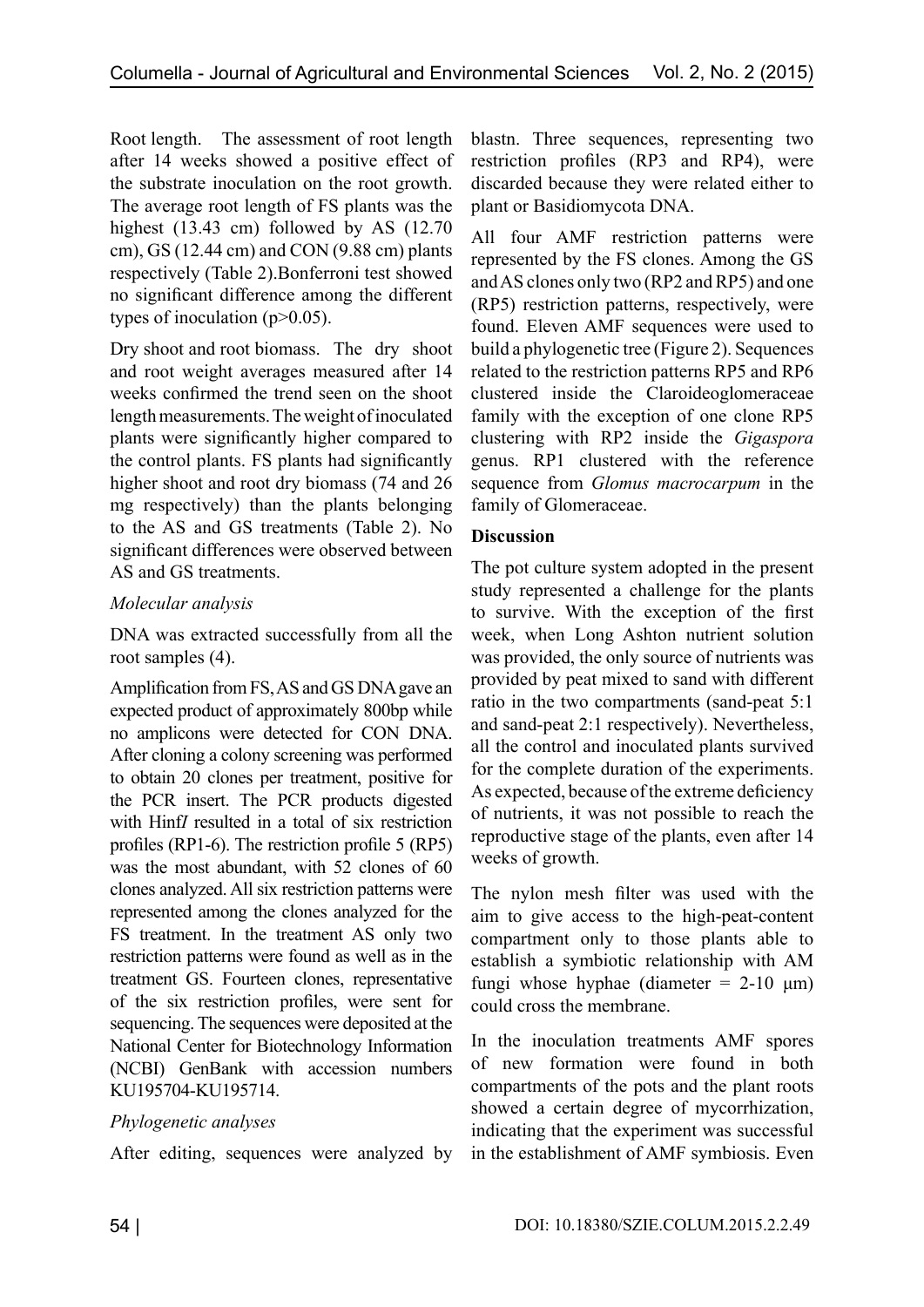Root length. The assessment of root length after 14 weeks showed a positive effect of the substrate inoculation on the root growth. The average root length of FS plants was the highest (13.43 cm) followed by AS (12.70 cm), GS (12.44 cm) and CON (9.88 cm) plants respectively (Table 2).Bonferroni test showed no significant difference among the different types of inoculation ($p>0.05$).

Dry shoot and root biomass. The dry shoot and root weight averages measured after 14 weeks confirmed the trend seen on the shoot length measurements. The weight of inoculated plants were significantly higher compared to the control plants. FS plants had significantly higher shoot and root dry biomass (74 and 26 mg respectively) than the plants belonging to the AS and GS treatments (Table 2). No significant differences were observed between AS and GS treatments.

*Molecular analysis*

DNA was extracted successfully from all the root samples (4).

Amplification from FS, AS and GS DNA gave an expected product of approximately 800bp while no amplicons were detected for CON DNA. After cloning a colony screening was performed to obtain 20 clones per treatment, positive for the PCR insert. The PCR products digested with Hinf*I* resulted in a total of six restriction profiles (RP1-6). The restriction profile 5 (RP5) was the most abundant, with 52 clones of 60 clones analyzed. All six restriction patterns were represented among the clones analyzed for the FS treatment. In the treatment AS only two restriction patterns were found as well as in the treatment GS. Fourteen clones, representative of the six restriction profiles, were sent for sequencing. The sequences were deposited at the National Center for Biotechnology Information (NCBI) GenBank with accession numbers KU195704-KU195714.

*Phylogenetic analyses*

After editing, sequences were analyzed by blastn. Three sequences, representing two restriction profiles (RP3 and RP4), were discarded because they were related either to plant or Basidiomycota DNA.

All four AMF restriction patterns were represented by the FS clones. Among the GS and AS clones only two (RP2 and RP5) and one (RP5) restriction patterns, respectively, were found. Eleven AMF sequences were used to build a phylogenetic tree (Figure 2). Sequences related to the restriction patterns RP5 and RP6 clustered inside the Claroideoglomeraceae family with the exception of one clone RP5 clustering with RP2 inside the *Gigaspora* genus. RP1 clustered with the reference sequence from *Glomus macrocarpum* in the family of Glomeraceae.

**Discussion**

The pot culture system adopted in the present study represented a challenge for the plants to survive. With the exception of the first week, when Long Ashton nutrient solution was provided, the only source of nutrients was provided by peat mixed to sand with different ratio in the two compartments (sand-peat 5:1 and sand-peat 2:1 respectively). Nevertheless, all the control and inoculated plants survived for the complete duration of the experiments. As expected, because of the extreme deficiency of nutrients, it was not possible to reach the reproductive stage of the plants, even after 14 weeks of growth.

The nylon mesh filter was used with the aim to give access to the high-peat-content compartment only to those plants able to establish a symbiotic relationship with AM fungi whose hyphae (diameter = 2-10 μm) could cross the membrane.

In the inoculation treatments AMF spores of new formation were found in both compartments of the pots and the plant roots showed a certain degree of mycorrhization, indicating that the experiment was successful in the establishment of AMF symbiosis. Even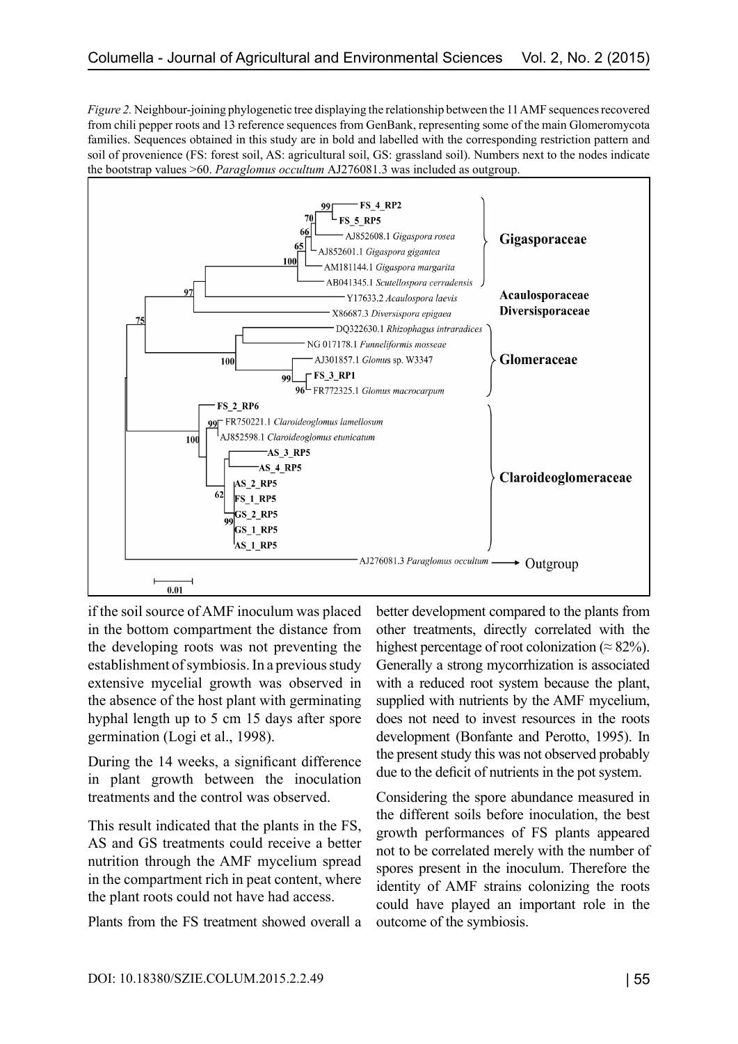*Figure 2.* Neighbour-joining phylogenetic tree displaying the relationship between the 11 AMF sequences recovered from chili pepper roots and 13 reference sequences from GenBank, representing some of the main Glomeromycota families. Sequences obtained in this study are in bold and labelled with the corresponding restriction pattern and soil of provenience (FS: forest soil, AS: agricultural soil, GS: grassland soil). Numbers next to the nodes indicate the bootstrap values >60. *Paraglomus occultum* AJ276081.3 was included as outgroup.

if the soil source of AMF inoculum was placed in the bottom compartment the distance from the developing roots was not preventing the establishment of symbiosis. In a previous study extensive mycelial growth was observed in the absence of the host plant with germinating hyphal length up to 5 cm 15 days after spore germination (Logi et al., 1998).

During the 14 weeks, a significant difference in plant growth between the inoculation treatments and the control was observed.

This result indicated that the plants in the FS, AS and GS treatments could receive a better nutrition through the AMF mycelium spread in the compartment rich in peat content, where the plant roots could not have had access.

Plants from the FS treatment showed overall a better development compared to the plants from other treatments, directly correlated with the highest percentage of root colonization (≈ 82%). Generally a strong mycorrhization is associated with a reduced root system because the plant, supplied with nutrients by the AMF mycelium, does not need to invest resources in the roots development (Bonfante and Perotto, 1995). In the present study this was not observed probably due to the deficit of nutrients in the pot system.

Considering the spore abundance measured in the different soils before inoculation, the best growth performances of FS plants appeared not to be correlated merely with the number of spores present in the inoculum. Therefore the identity of AMF strains colonizing the roots could have played an important role in the outcome of the symbiosis.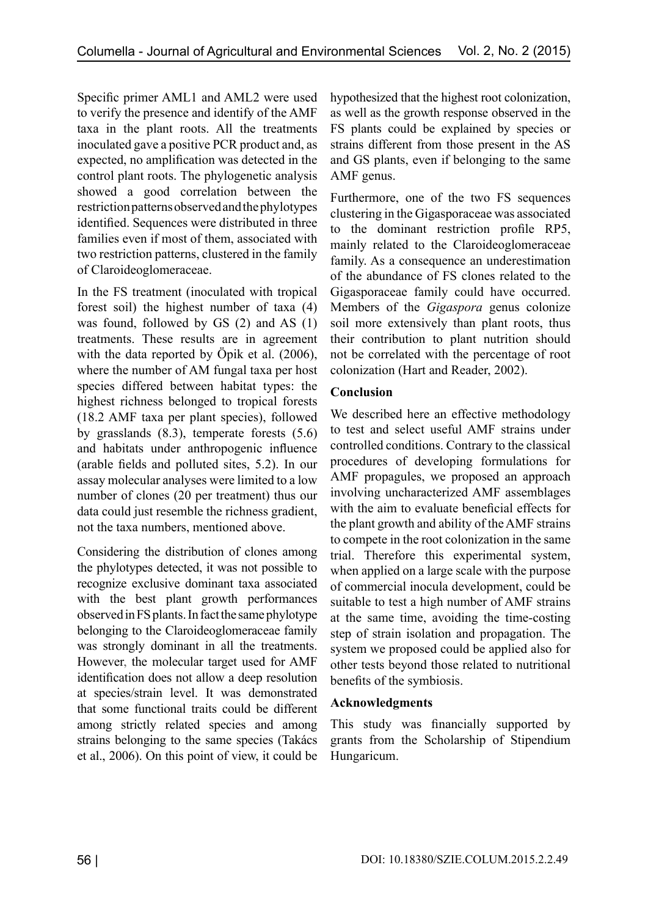Specific primer AML1 and AML2 were used to verify the presence and identify of the AMF taxa in the plant roots. All the treatments inoculated gave a positive PCR product and, as expected, no amplification was detected in the control plant roots. The phylogenetic analysis showed a good correlation between the restriction patterns observed and the phylotypes identified. Sequences were distributed in three families even if most of them, associated with two restriction patterns, clustered in the family of Claroideoglomeraceae.

In the FS treatment (inoculated with tropical forest soil) the highest number of taxa (4) was found, followed by GS (2) and AS (1) treatments. These results are in agreement with the data reported by Öpik et al. (2006), where the number of AM fungal taxa per host species differed between habitat types: the highest richness belonged to tropical forests (18.2 AMF taxa per plant species), followed by grasslands (8.3), temperate forests (5.6) and habitats under anthropogenic influence (arable fields and polluted sites, 5.2). In our assay molecular analyses were limited to a low number of clones (20 per treatment) thus our data could just resemble the richness gradient, not the taxa numbers, mentioned above.

Considering the distribution of clones among the phylotypes detected, it was not possible to recognize exclusive dominant taxa associated with the best plant growth performances observed in FS plants. In fact the same phylotype belonging to the Claroideoglomeraceae family was strongly dominant in all the treatments. However, the molecular target used for AMF identification does not allow a deep resolution at species/strain level. It was demonstrated that some functional traits could be different among strictly related species and among strains belonging to the same species (Takács et al., 2006). On this point of view, it could be hypothesized that the highest root colonization, as well as the growth response observed in the FS plants could be explained by species or strains different from those present in the AS and GS plants, even if belonging to the same AMF genus.

Furthermore, one of the two FS sequences clustering in the Gigasporaceae was associated to the dominant restriction profile RP5, mainly related to the Claroideoglomeraceae family. As a consequence an underestimation of the abundance of FS clones related to the Gigasporaceae family could have occurred. Members of the *Gigaspora* genus colonize soil more extensively than plant roots, thus their contribution to plant nutrition should not be correlated with the percentage of root colonization (Hart and Reader, 2002).

## Conclusion

We described here an effective methodology to test and select useful AMF strains under controlled conditions. Contrary to the classical procedures of developing formulations for AMF propagules, we proposed an approach involving uncharacterized AMF assemblages with the aim to evaluate beneficial effects for the plant growth and ability of the AMF strains to compete in the root colonization in the same trial. Therefore this experimental system, when applied on a large scale with the purpose of commercial inocula development, could be suitable to test a high number of AMF strains at the same time, avoiding the time-costing step of strain isolation and propagation. The system we proposed could be applied also for other tests beyond those related to nutritional benefits of the symbiosis.

## Acknowledgments

This study was financially supported by grants from the Scholarship of Stipendium Hungaricum.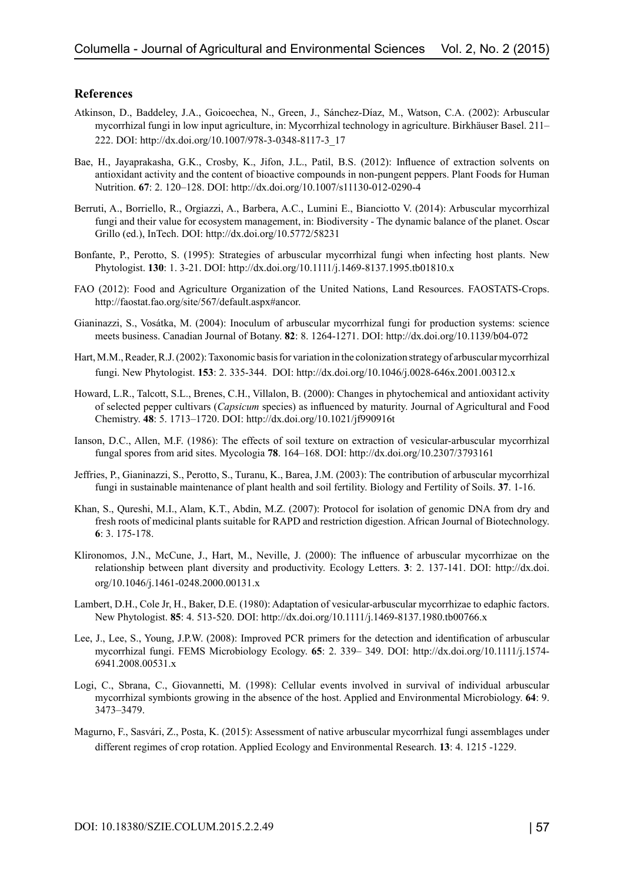## References

Atkinson, D., Baddeley, J.A., Goicoechea, N., Green, J., Sánchez-Díaz, M., Watson, C.A. (2002): Arbuscular mycorrhizal fungi in low input agriculture, in: Mycorrhizal technology in agriculture. Birkhäuser Basel. 211–222. DOI: http://dx.doi.org/10.1007/978-3-0348-8117-3_17

Bae, H., Jayaprakasha, G.K., Crosby, K., Jifon, J.L., Patil, B.S. (2012): Influence of extraction solvents on antioxidant activity and the content of bioactive compounds in non-pungent peppers. Plant Foods for Human Nutrition. **67**: 2. 120–128. DOI: http://dx.doi.org/10.1007/s11130-012-0290-4

Berruti, A., Borriello, R., Orgiazzi, A., Barbera, A.C., Lumini E., Bianciotto V. (2014): Arbuscular mycorrhizal fungi and their value for ecosystem management, in: Biodiversity - The dynamic balance of the planet. Oscar Grillo (ed.), InTech. DOI: http://dx.doi.org/10.5772/58231

Bonfante, P., Perotto, S. (1995): Strategies of arbuscular mycorrhizal fungi when infecting host plants. New Phytologist. **130**: 1. 3-21. DOI: http://dx.doi.org/10.1111/j.1469-8137.1995.tb01810.x

FAO (2012): Food and Agriculture Organization of the United Nations, Land Resources. FAOSTATS-Crops. http://faostat.fao.org/site/567/default.aspx#ancor.

Gianinazzi, S., Vosátka, M. (2004): Inoculum of arbuscular mycorrhizal fungi for production systems: science meets business. Canadian Journal of Botany. **82**: 8. 1264-1271. DOI: http://dx.doi.org/10.1139/b04-072

Hart, M.M., Reader, R.J. (2002): Taxonomic basis for variation in the colonization strategy of arbuscular mycorrhizal fungi. New Phytologist. **153**: 2. 335-344. DOI: http://dx.doi.org/10.1046/j.0028-646x.2001.00312.x

Howard, L.R., Talcott, S.L., Brenes, C.H., Villalon, B. (2000): Changes in phytochemical and antioxidant activity of selected pepper cultivars (*Capsicum* species) as influenced by maturity. Journal of Agricultural and Food Chemistry. **48**: 5. 1713–1720. DOI: http://dx.doi.org/10.1021/jf990916t

Ianson, D.C., Allen, M.F. (1986): The effects of soil texture on extraction of vesicular-arbuscular mycorrhizal fungal spores from arid sites. Mycologia **78**. 164–168. DOI: http://dx.doi.org/10.2307/3793161

Jeffries, P., Gianinazzi, S., Perotto, S., Turanu, K., Barea, J.M. (2003): The contribution of arbuscular mycorrhizal fungi in sustainable maintenance of plant health and soil fertility. Biology and Fertility of Soils. **37**. 1-16.

Khan, S., Qureshi, M.I., Alam, K.T., Abdin, M.Z. (2007): Protocol for isolation of genomic DNA from dry and fresh roots of medicinal plants suitable for RAPD and restriction digestion. African Journal of Biotechnology. **6**: 3. 175-178.

Klironomos, J.N., McCune, J., Hart, M., Neville, J. (2000): The influence of arbuscular mycorrhizae on the relationship between plant diversity and productivity. Ecology Letters. **3**: 2. 137-141. DOI: http://dx.doi.org/10.1046/j.1461-0248.2000.00131.x

Lambert, D.H., Cole Jr, H., Baker, D.E. (1980): Adaptation of vesicular-arbuscular mycorrhizae to edaphic factors. New Phytologist. **85**: 4. 513-520. DOI: http://dx.doi.org/10.1111/j.1469-8137.1980.tb00766.x

Lee, J., Lee, S., Young, J.P.W. (2008): Improved PCR primers for the detection and identification of arbuscular mycorrhizal fungi. FEMS Microbiology Ecology. **65**: 2. 339– 349. DOI: http://dx.doi.org/10.1111/j.1574-6941.2008.00531.x

Logi, C., Sbrana, C., Giovannetti, M. (1998): Cellular events involved in survival of individual arbuscular mycorrhizal symbionts growing in the absence of the host. Applied and Environmental Microbiology. **64**: 9. 3473–3479.

Magurno, F., Sasvári, Z., Posta, K. (2015): Assessment of native arbuscular mycorrhizal fungi assemblages under different regimes of crop rotation. Applied Ecology and Environmental Research. **13**: 4. 1215 -1229.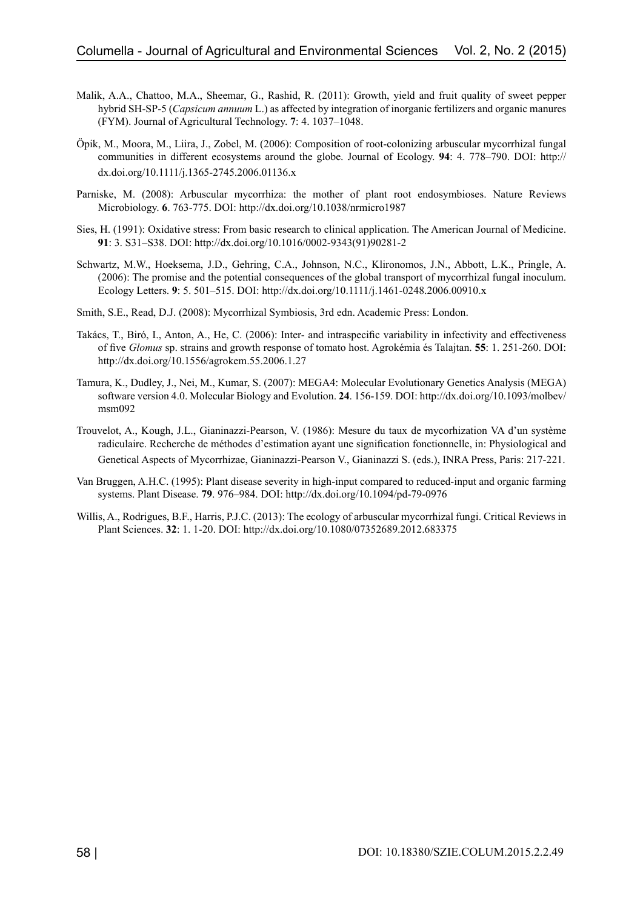Malik, A.A., Chattoo, M.A., Sheemar, G., Rashid, R. (2011): Growth, yield and fruit quality of sweet pepper hybrid SH-SP-5 (*Capsicum annuum* L.) as affected by integration of inorganic fertilizers and organic manures (FYM). Journal of Agricultural Technology. **7**: 4. 1037–1048.

Öpik, M., Moora, M., Liira, J., Zobel, M. (2006): Composition of root-colonizing arbuscular mycorrhizal fungal communities in different ecosystems around the globe. Journal of Ecology. **94**: 4. 778–790. DOI: http://dx.doi.org/10.1111/j.1365-2745.2006.01136.x

Parniske, M. (2008): Arbuscular mycorrhiza: the mother of plant root endosymbioses. Nature Reviews Microbiology. **6**. 763-775. DOI: http://dx.doi.org/10.1038/nrmicro1987

Sies, H. (1991): Oxidative stress: From basic research to clinical application. The American Journal of Medicine. **91**: 3. S31–S38. DOI: http://dx.doi.org/10.1016/0002-9343(91)90281-2

Schwartz, M.W., Hoeksema, J.D., Gehring, C.A., Johnson, N.C., Klironomos, J.N., Abbott, L.K., Pringle, A. (2006): The promise and the potential consequences of the global transport of mycorrhizal fungal inoculum. Ecology Letters. **9**: 5. 501–515. DOI: http://dx.doi.org/10.1111/j.1461-0248.2006.00910.x

Smith, S.E., Read, D.J. (2008): Mycorrhizal Symbiosis, 3rd edn. Academic Press: London.

Takács, T., Biró, I., Anton, A., He, C. (2006): Inter- and intraspecific variability in infectivity and effectiveness of five *Glomus* sp. strains and growth response of tomato host. Agrokémia és Talajtan. **55**: 1. 251-260. DOI: http://dx.doi.org/10.1556/agrokem.55.2006.1.27

Tamura, K., Dudley, J., Nei, M., Kumar, S. (2007): MEGA4: Molecular Evolutionary Genetics Analysis (MEGA) software version 4.0. Molecular Biology and Evolution. **24**. 156-159. DOI: http://dx.doi.org/10.1093/molbev/msm092

Trouvelot, A., Kough, J.L., Gianinazzi-Pearson, V. (1986): Mesure du taux de mycorhization VA d'un système radiculaire. Recherche de méthodes d'estimation ayant une signification fonctionnelle, in: Physiological and Genetical Aspects of Mycorrhizae, Gianinazzi-Pearson V., Gianinazzi S. (eds.), INRA Press, Paris: 217-221.

Van Bruggen, A.H.C. (1995): Plant disease severity in high-input compared to reduced-input and organic farming systems. Plant Disease. **79**. 976–984. DOI: http://dx.doi.org/10.1094/pd-79-0976

Willis, A., Rodrigues, B.F., Harris, P.J.C. (2013): The ecology of arbuscular mycorrhizal fungi. Critical Reviews in Plant Sciences. **32**: 1. 1-20. DOI: http://dx.doi.org/10.1080/07352689.2012.683375